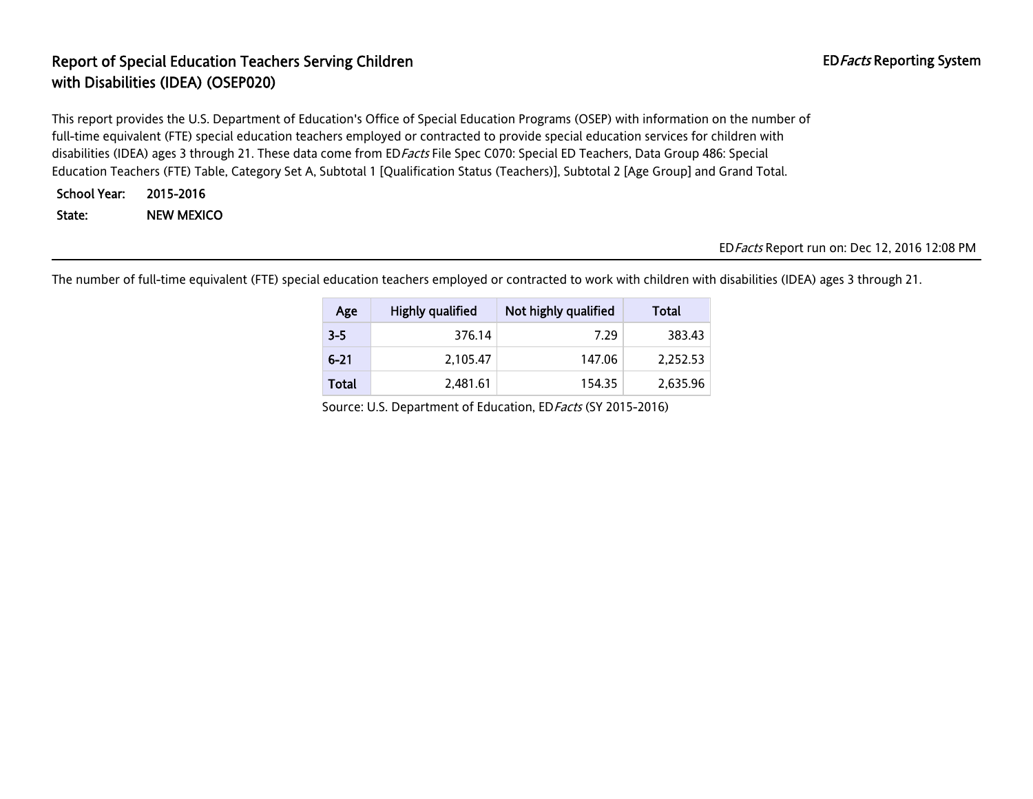# Report of Special Education Teachers Serving Children with Disabilities (IDEA) (OSEP020)

ED*Facts* Reporting System

This report provides the U.S. Department of Education's Office of Special Education Programs (OSEP) with information on the number of full-time equivalent (FTE) special education teachers employed or contracted to provide special education services for children with disabilities (IDEA) ages 3 through 21. These data come from ED*Facts* File Spec C070: Special ED Teachers, Data Group 486: Special Education Teachers (FTE) Table, Category Set A, Subtotal 1 [Qualification Status (Teachers)], Subtotal 2 [Age Group] and Grand Total.

**School Year:** 2015-2016

**State:** NEW MEXICO

ED*Facts* Report run on: Dec 12, 2016 12:08 PM

The number of full-time equivalent (FTE) special education teachers employed or contracted to work with children with disabilities (IDEA) ages 3 through 21.

| Age | Highly qualified | Not highly qualified | Total |
|---|---|---|---|
| 3-5 | 376.14 | 7.29 | 383.43 |
| 6-21 | 2,105.47 | 147.06 | 2,252.53 |
| Total | 2,481.61 | 154.35 | 2,635.96 |

Source: U.S. Department of Education, ED*Facts* (SY 2015-2016)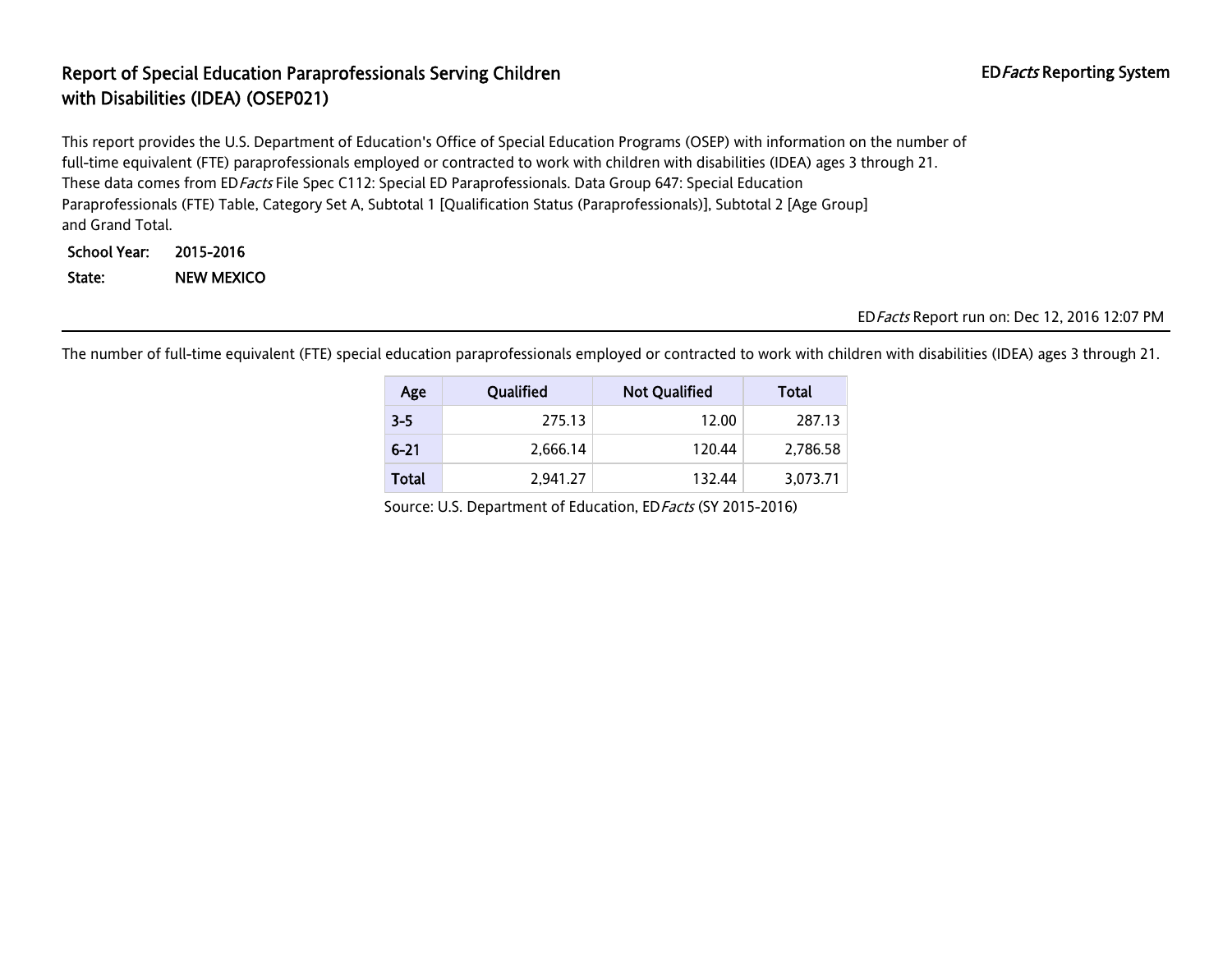# Report of Special Education Paraprofessionals Serving Children with Disabilities (IDEA) (OSEP021)

ED*Facts* Reporting System

This report provides the U.S. Department of Education's Office of Special Education Programs (OSEP) with information on the number of full-time equivalent (FTE) paraprofessionals employed or contracted to work with children with disabilities (IDEA) ages 3 through 21. These data comes from ED*Facts* File Spec C112: Special ED Paraprofessionals. Data Group 647: Special Education Paraprofessionals (FTE) Table, Category Set A, Subtotal 1 [Qualification Status (Paraprofessionals)], Subtotal 2 [Age Group] and Grand Total.

**School Year:** 2015-2016

**State:** NEW MEXICO

ED*Facts* Report run on: Dec 12, 2016 12:07 PM

The number of full-time equivalent (FTE) special education paraprofessionals employed or contracted to work with children with disabilities (IDEA) ages 3 through 21.

| Age | Qualified | Not Qualified | Total |
|---|---|---|---|
| 3-5 | 275.13 | 12.00 | 287.13 |
| 6-21 | 2,666.14 | 120.44 | 2,786.58 |
| Total | 2,941.27 | 132.44 | 3,073.71 |

Source: U.S. Department of Education, ED*Facts* (SY 2015-2016)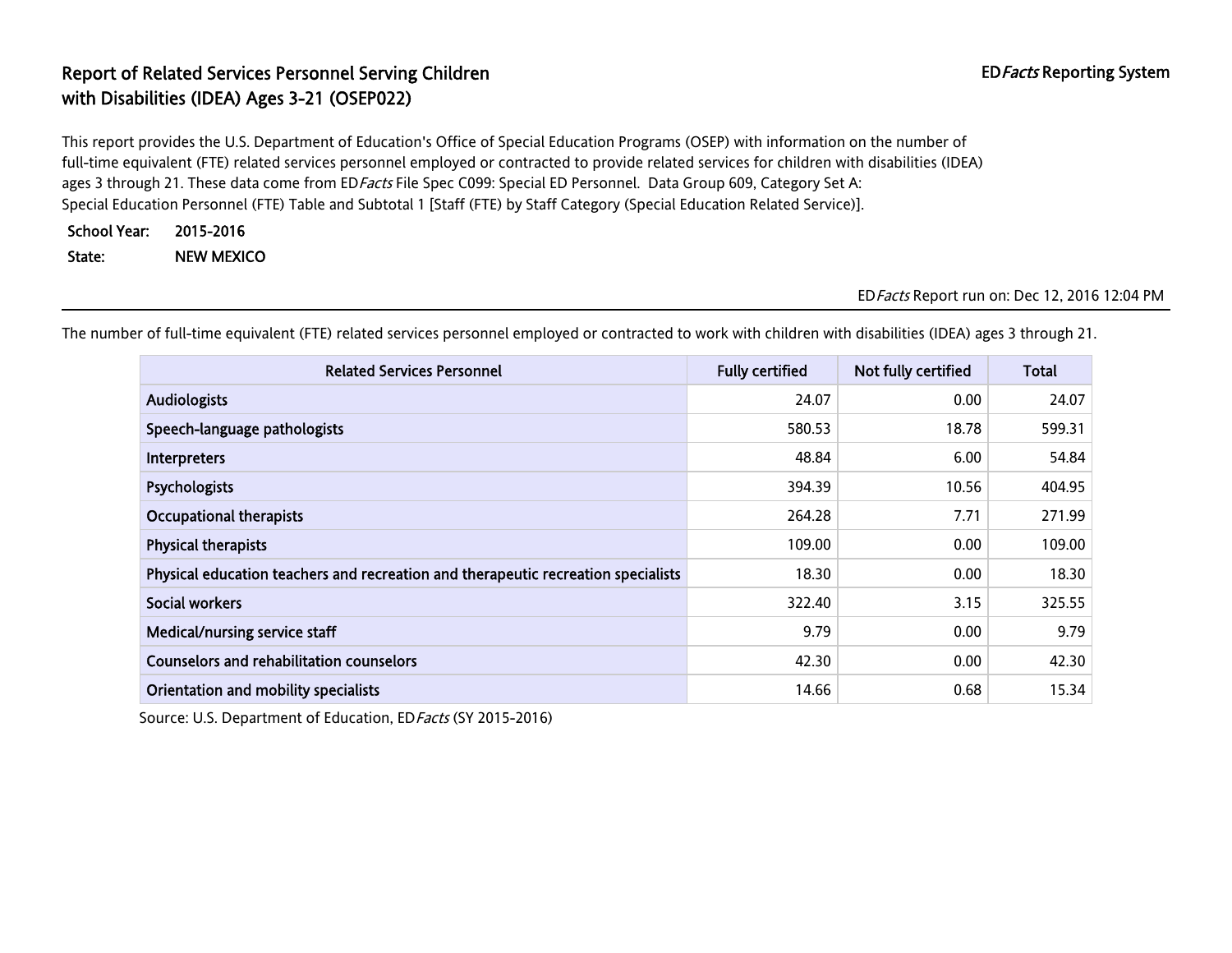# Report of Related Services Personnel Serving Children with Disabilities (IDEA) Ages 3-21 (OSEP022)

ED*Facts* Reporting System

This report provides the U.S. Department of Education's Office of Special Education Programs (OSEP) with information on the number of full-time equivalent (FTE) related services personnel employed or contracted to provide related services for children with disabilities (IDEA) ages 3 through 21. These data come from ED*Facts* File Spec C099: Special ED Personnel. Data Group 609, Category Set A: Special Education Personnel (FTE) Table and Subtotal 1 [Staff (FTE) by Staff Category (Special Education Related Service)].

**School Year:** 2015-2016

**State:** NEW MEXICO

ED*Facts* Report run on: Dec 12, 2016 12:04 PM

The number of full-time equivalent (FTE) related services personnel employed or contracted to work with children with disabilities (IDEA) ages 3 through 21.

| Related Services Personnel | Fully certified | Not fully certified | Total |
|---|---|---|---|
| Audiologists | 24.07 | 0.00 | 24.07 |
| Speech-language pathologists | 580.53 | 18.78 | 599.31 |
| Interpreters | 48.84 | 6.00 | 54.84 |
| Psychologists | 394.39 | 10.56 | 404.95 |
| Occupational therapists | 264.28 | 7.71 | 271.99 |
| Physical therapists | 109.00 | 0.00 | 109.00 |
| Physical education teachers and recreation and therapeutic recreation specialists | 18.30 | 0.00 | 18.30 |
| Social workers | 322.40 | 3.15 | 325.55 |
| Medical/nursing service staff | 9.79 | 0.00 | 9.79 |
| Counselors and rehabilitation counselors | 42.30 | 0.00 | 42.30 |
| Orientation and mobility specialists | 14.66 | 0.68 | 15.34 |

Source: U.S. Department of Education, ED*Facts* (SY 2015-2016)